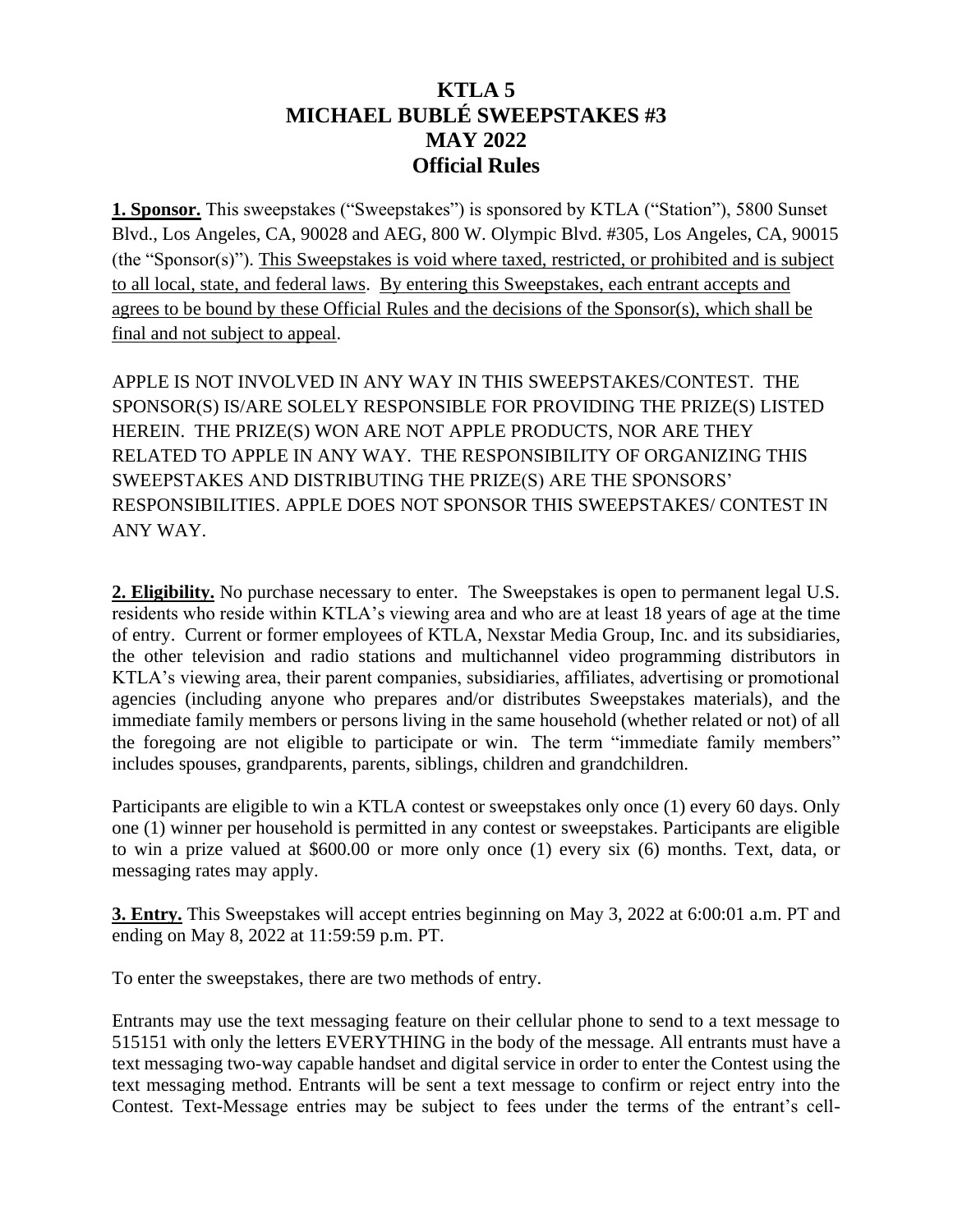# KTLA 5
# MICHAEL BUBLÉ SWEEPSTAKES #3
# MAY 2022
# Official Rules

**1. Sponsor.** This sweepstakes ("Sweepstakes") is sponsored by KTLA ("Station"), 5800 Sunset Blvd., Los Angeles, CA, 90028 and AEG, 800 W. Olympic Blvd. #305, Los Angeles, CA, 90015 (the "Sponsor(s)"). This Sweepstakes is void where taxed, restricted, or prohibited and is subject to all local, state, and federal laws. By entering this Sweepstakes, each entrant accepts and agrees to be bound by these Official Rules and the decisions of the Sponsor(s), which shall be final and not subject to appeal.

APPLE IS NOT INVOLVED IN ANY WAY IN THIS SWEEPSTAKES/CONTEST. THE SPONSOR(S) IS/ARE SOLELY RESPONSIBLE FOR PROVIDING THE PRIZE(S) LISTED HEREIN. THE PRIZE(S) WON ARE NOT APPLE PRODUCTS, NOR ARE THEY RELATED TO APPLE IN ANY WAY. THE RESPONSIBILITY OF ORGANIZING THIS SWEEPSTAKES AND DISTRIBUTING THE PRIZE(S) ARE THE SPONSORS' RESPONSIBILITIES. APPLE DOES NOT SPONSOR THIS SWEEPSTAKES/ CONTEST IN ANY WAY.

**2. Eligibility.** No purchase necessary to enter. The Sweepstakes is open to permanent legal U.S. residents who reside within KTLA's viewing area and who are at least 18 years of age at the time of entry. Current or former employees of KTLA, Nexstar Media Group, Inc. and its subsidiaries, the other television and radio stations and multichannel video programming distributors in KTLA's viewing area, their parent companies, subsidiaries, affiliates, advertising or promotional agencies (including anyone who prepares and/or distributes Sweepstakes materials), and the immediate family members or persons living in the same household (whether related or not) of all the foregoing are not eligible to participate or win. The term "immediate family members" includes spouses, grandparents, parents, siblings, children and grandchildren.

Participants are eligible to win a KTLA contest or sweepstakes only once (1) every 60 days. Only one (1) winner per household is permitted in any contest or sweepstakes. Participants are eligible to win a prize valued at $600.00 or more only once (1) every six (6) months. Text, data, or messaging rates may apply.

**3. Entry.** This Sweepstakes will accept entries beginning on May 3, 2022 at 6:00:01 a.m. PT and ending on May 8, 2022 at 11:59:59 p.m. PT.

To enter the sweepstakes, there are two methods of entry.

Entrants may use the text messaging feature on their cellular phone to send to a text message to 515151 with only the letters EVERYTHING in the body of the message. All entrants must have a text messaging two-way capable handset and digital service in order to enter the Contest using the text messaging method. Entrants will be sent a text message to confirm or reject entry into the Contest. Text-Message entries may be subject to fees under the terms of the entrant's cell-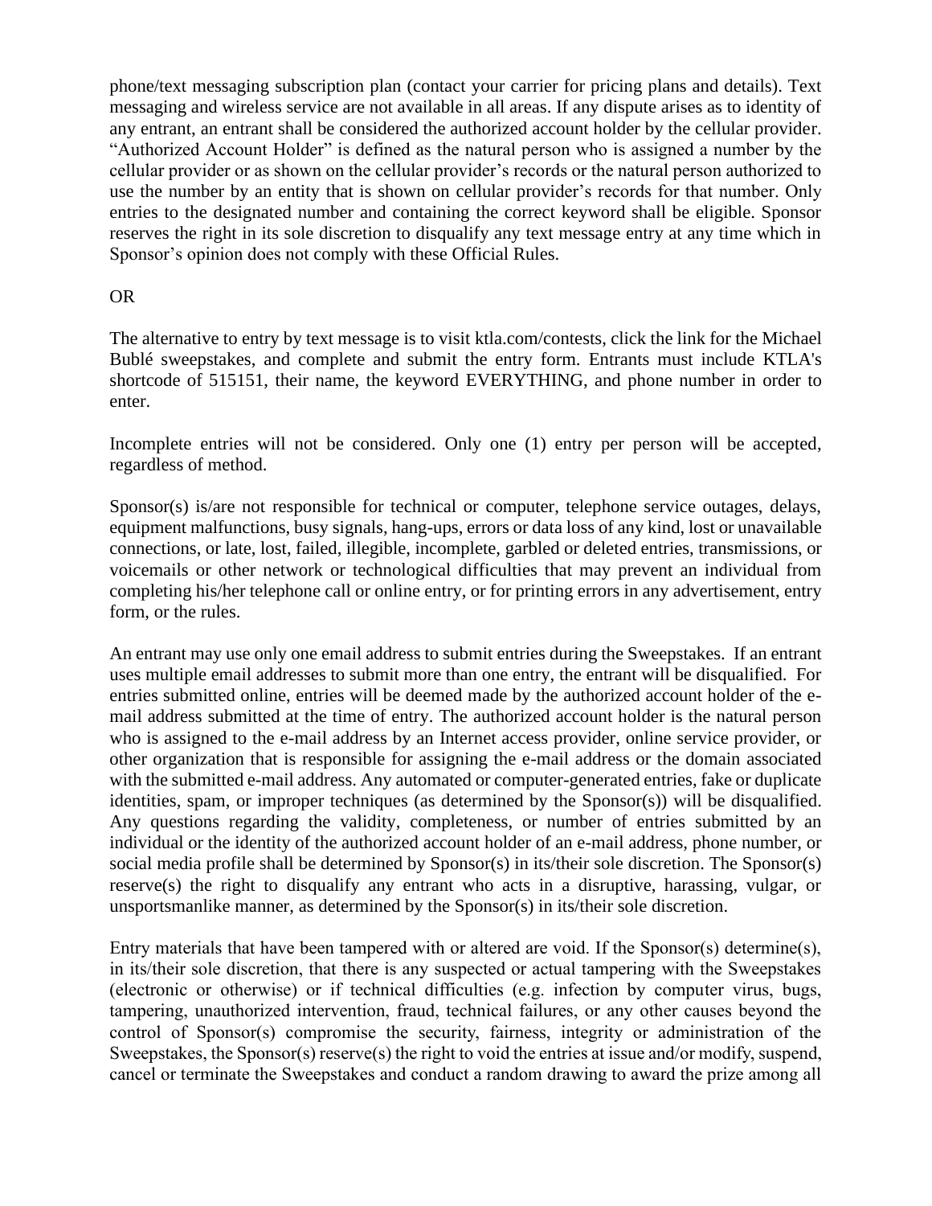phone/text messaging subscription plan (contact your carrier for pricing plans and details). Text messaging and wireless service are not available in all areas. If any dispute arises as to identity of any entrant, an entrant shall be considered the authorized account holder by the cellular provider. "Authorized Account Holder" is defined as the natural person who is assigned a number by the cellular provider or as shown on the cellular provider's records or the natural person authorized to use the number by an entity that is shown on cellular provider's records for that number. Only entries to the designated number and containing the correct keyword shall be eligible. Sponsor reserves the right in its sole discretion to disqualify any text message entry at any time which in Sponsor's opinion does not comply with these Official Rules.

OR

The alternative to entry by text message is to visit ktla.com/contests, click the link for the Michael Bublé sweepstakes, and complete and submit the entry form. Entrants must include KTLA's shortcode of 515151, their name, the keyword EVERYTHING, and phone number in order to enter.

Incomplete entries will not be considered. Only one (1) entry per person will be accepted, regardless of method.

Sponsor(s) is/are not responsible for technical or computer, telephone service outages, delays, equipment malfunctions, busy signals, hang-ups, errors or data loss of any kind, lost or unavailable connections, or late, lost, failed, illegible, incomplete, garbled or deleted entries, transmissions, or voicemails or other network or technological difficulties that may prevent an individual from completing his/her telephone call or online entry, or for printing errors in any advertisement, entry form, or the rules.

An entrant may use only one email address to submit entries during the Sweepstakes. If an entrant uses multiple email addresses to submit more than one entry, the entrant will be disqualified. For entries submitted online, entries will be deemed made by the authorized account holder of the e-mail address submitted at the time of entry. The authorized account holder is the natural person who is assigned to the e-mail address by an Internet access provider, online service provider, or other organization that is responsible for assigning the e-mail address or the domain associated with the submitted e-mail address. Any automated or computer-generated entries, fake or duplicate identities, spam, or improper techniques (as determined by the Sponsor(s)) will be disqualified. Any questions regarding the validity, completeness, or number of entries submitted by an individual or the identity of the authorized account holder of an e-mail address, phone number, or social media profile shall be determined by Sponsor(s) in its/their sole discretion. The Sponsor(s) reserve(s) the right to disqualify any entrant who acts in a disruptive, harassing, vulgar, or unsportsmanlike manner, as determined by the Sponsor(s) in its/their sole discretion.

Entry materials that have been tampered with or altered are void. If the Sponsor(s) determine(s), in its/their sole discretion, that there is any suspected or actual tampering with the Sweepstakes (electronic or otherwise) or if technical difficulties (e.g. infection by computer virus, bugs, tampering, unauthorized intervention, fraud, technical failures, or any other causes beyond the control of Sponsor(s) compromise the security, fairness, integrity or administration of the Sweepstakes, the Sponsor(s) reserve(s) the right to void the entries at issue and/or modify, suspend, cancel or terminate the Sweepstakes and conduct a random drawing to award the prize among all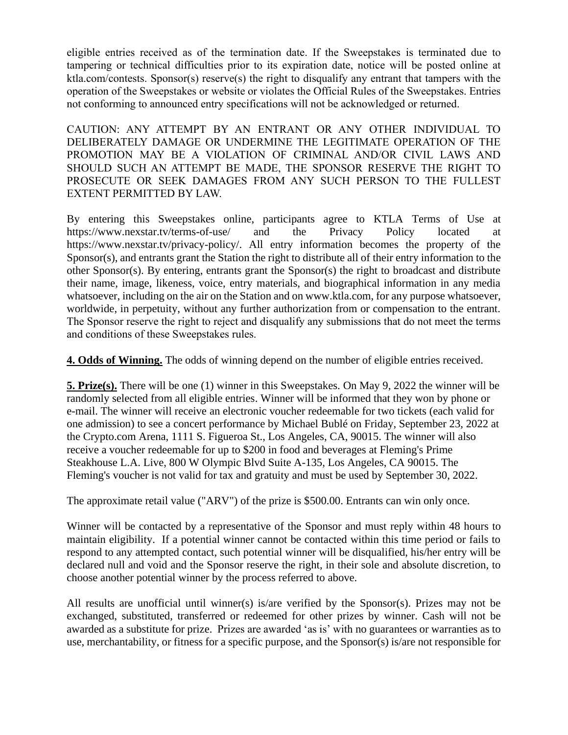eligible entries received as of the termination date. If the Sweepstakes is terminated due to tampering or technical difficulties prior to its expiration date, notice will be posted online at ktla.com/contests. Sponsor(s) reserve(s) the right to disqualify any entrant that tampers with the operation of the Sweepstakes or website or violates the Official Rules of the Sweepstakes. Entries not conforming to announced entry specifications will not be acknowledged or returned.

CAUTION: ANY ATTEMPT BY AN ENTRANT OR ANY OTHER INDIVIDUAL TO DELIBERATELY DAMAGE OR UNDERMINE THE LEGITIMATE OPERATION OF THE PROMOTION MAY BE A VIOLATION OF CRIMINAL AND/OR CIVIL LAWS AND SHOULD SUCH AN ATTEMPT BE MADE, THE SPONSOR RESERVE THE RIGHT TO PROSECUTE OR SEEK DAMAGES FROM ANY SUCH PERSON TO THE FULLEST EXTENT PERMITTED BY LAW.

By entering this Sweepstakes online, participants agree to KTLA Terms of Use at https://www.nexstar.tv/terms-of-use/ and the Privacy Policy located at https://www.nexstar.tv/privacy-policy/. All entry information becomes the property of the Sponsor(s), and entrants grant the Station the right to distribute all of their entry information to the other Sponsor(s). By entering, entrants grant the Sponsor(s) the right to broadcast and distribute their name, image, likeness, voice, entry materials, and biographical information in any media whatsoever, including on the air on the Station and on www.ktla.com, for any purpose whatsoever, worldwide, in perpetuity, without any further authorization from or compensation to the entrant. The Sponsor reserve the right to reject and disqualify any submissions that do not meet the terms and conditions of these Sweepstakes rules.

**4. Odds of Winning.** The odds of winning depend on the number of eligible entries received.

**5. Prize(s).** There will be one (1) winner in this Sweepstakes. On May 9, 2022 the winner will be randomly selected from all eligible entries. Winner will be informed that they won by phone or e-mail. The winner will receive an electronic voucher redeemable for two tickets (each valid for one admission) to see a concert performance by Michael Bublé on Friday, September 23, 2022 at the Crypto.com Arena, 1111 S. Figueroa St., Los Angeles, CA, 90015. The winner will also receive a voucher redeemable for up to $200 in food and beverages at Fleming's Prime Steakhouse L.A. Live, 800 W Olympic Blvd Suite A-135, Los Angeles, CA 90015. The Fleming's voucher is not valid for tax and gratuity and must be used by September 30, 2022.

The approximate retail value ("ARV") of the prize is $500.00. Entrants can win only once.

Winner will be contacted by a representative of the Sponsor and must reply within 48 hours to maintain eligibility. If a potential winner cannot be contacted within this time period or fails to respond to any attempted contact, such potential winner will be disqualified, his/her entry will be declared null and void and the Sponsor reserve the right, in their sole and absolute discretion, to choose another potential winner by the process referred to above.

All results are unofficial until winner(s) is/are verified by the Sponsor(s). Prizes may not be exchanged, substituted, transferred or redeemed for other prizes by winner. Cash will not be awarded as a substitute for prize. Prizes are awarded 'as is' with no guarantees or warranties as to use, merchantability, or fitness for a specific purpose, and the Sponsor(s) is/are not responsible for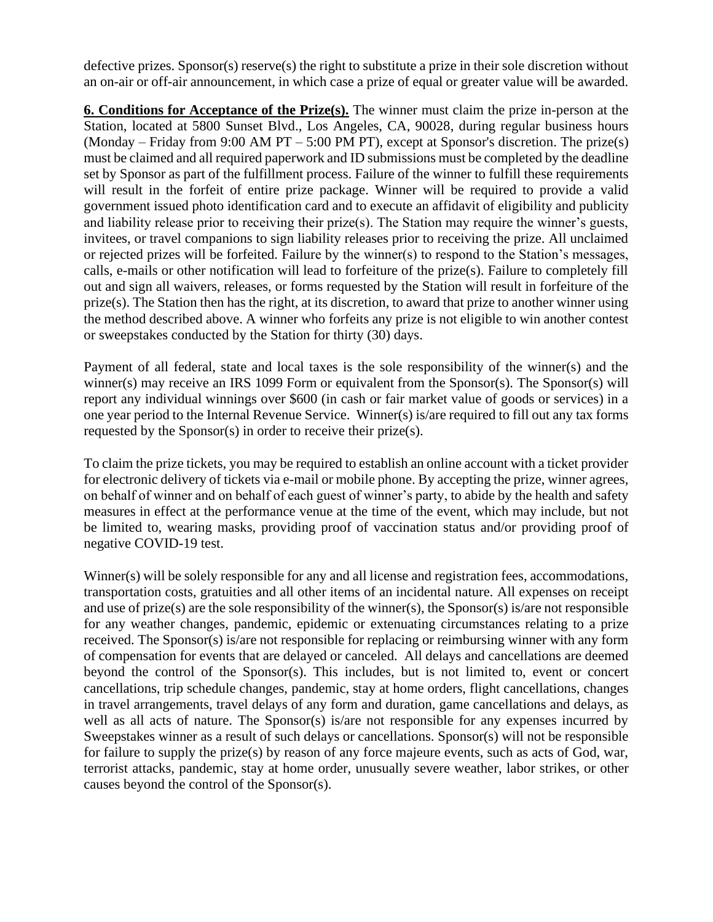defective prizes. Sponsor(s) reserve(s) the right to substitute a prize in their sole discretion without an on-air or off-air announcement, in which case a prize of equal or greater value will be awarded.

**6. Conditions for Acceptance of the Prize(s).** The winner must claim the prize in-person at the Station, located at 5800 Sunset Blvd., Los Angeles, CA, 90028, during regular business hours (Monday – Friday from 9:00 AM PT – 5:00 PM PT), except at Sponsor's discretion. The prize(s) must be claimed and all required paperwork and ID submissions must be completed by the deadline set by Sponsor as part of the fulfillment process. Failure of the winner to fulfill these requirements will result in the forfeit of entire prize package. Winner will be required to provide a valid government issued photo identification card and to execute an affidavit of eligibility and publicity and liability release prior to receiving their prize(s). The Station may require the winner's guests, invitees, or travel companions to sign liability releases prior to receiving the prize. All unclaimed or rejected prizes will be forfeited. Failure by the winner(s) to respond to the Station's messages, calls, e-mails or other notification will lead to forfeiture of the prize(s). Failure to completely fill out and sign all waivers, releases, or forms requested by the Station will result in forfeiture of the prize(s). The Station then has the right, at its discretion, to award that prize to another winner using the method described above. A winner who forfeits any prize is not eligible to win another contest or sweepstakes conducted by the Station for thirty (30) days.

Payment of all federal, state and local taxes is the sole responsibility of the winner(s) and the winner(s) may receive an IRS 1099 Form or equivalent from the Sponsor(s). The Sponsor(s) will report any individual winnings over $600 (in cash or fair market value of goods or services) in a one year period to the Internal Revenue Service. Winner(s) is/are required to fill out any tax forms requested by the Sponsor(s) in order to receive their prize(s).

To claim the prize tickets, you may be required to establish an online account with a ticket provider for electronic delivery of tickets via e-mail or mobile phone. By accepting the prize, winner agrees, on behalf of winner and on behalf of each guest of winner's party, to abide by the health and safety measures in effect at the performance venue at the time of the event, which may include, but not be limited to, wearing masks, providing proof of vaccination status and/or providing proof of negative COVID-19 test.

Winner(s) will be solely responsible for any and all license and registration fees, accommodations, transportation costs, gratuities and all other items of an incidental nature. All expenses on receipt and use of prize(s) are the sole responsibility of the winner(s), the Sponsor(s) is/are not responsible for any weather changes, pandemic, epidemic or extenuating circumstances relating to a prize received. The Sponsor(s) is/are not responsible for replacing or reimbursing winner with any form of compensation for events that are delayed or canceled. All delays and cancellations are deemed beyond the control of the Sponsor(s). This includes, but is not limited to, event or concert cancellations, trip schedule changes, pandemic, stay at home orders, flight cancellations, changes in travel arrangements, travel delays of any form and duration, game cancellations and delays, as well as all acts of nature. The Sponsor(s) is/are not responsible for any expenses incurred by Sweepstakes winner as a result of such delays or cancellations. Sponsor(s) will not be responsible for failure to supply the prize(s) by reason of any force majeure events, such as acts of God, war, terrorist attacks, pandemic, stay at home order, unusually severe weather, labor strikes, or other causes beyond the control of the Sponsor(s).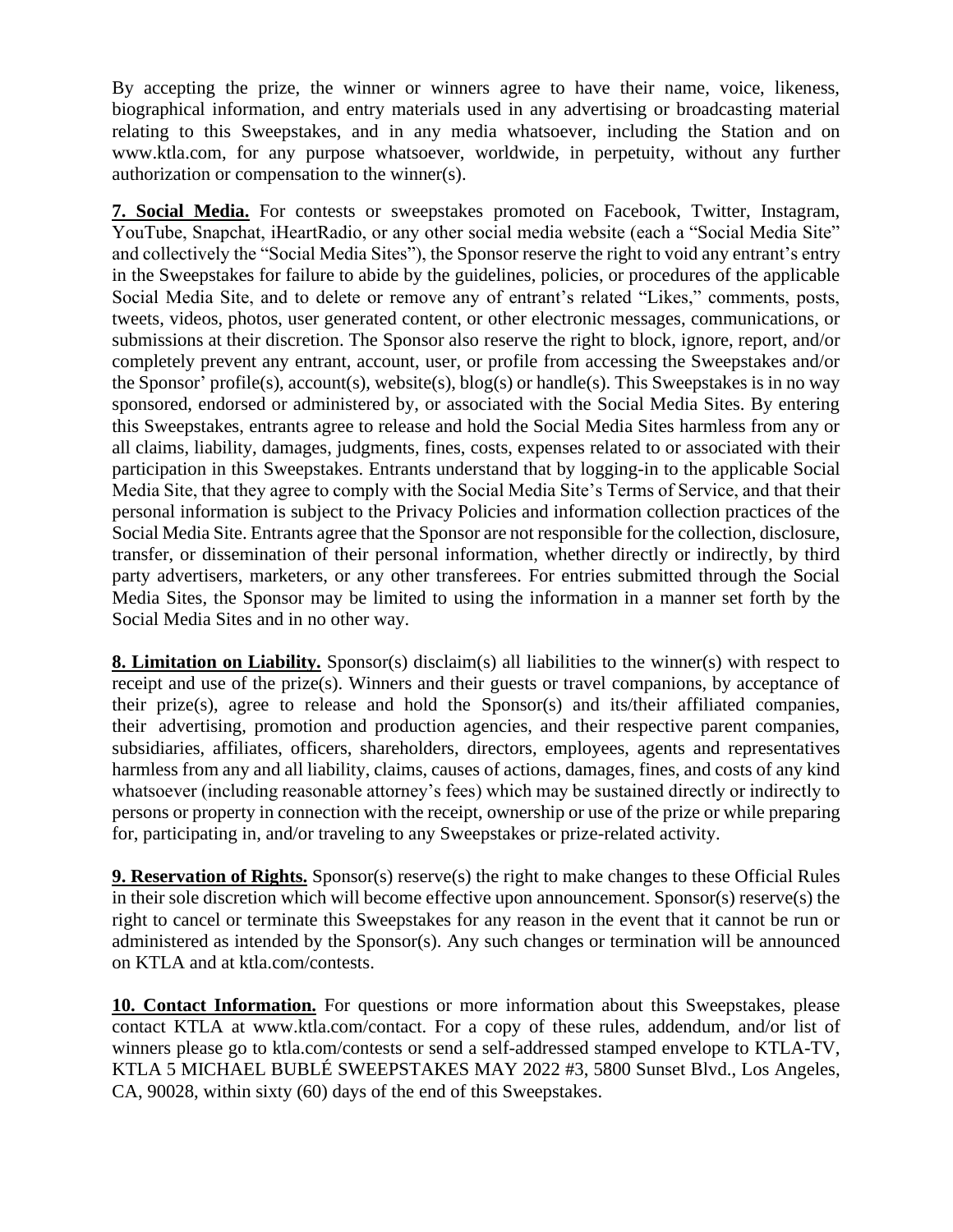By accepting the prize, the winner or winners agree to have their name, voice, likeness, biographical information, and entry materials used in any advertising or broadcasting material relating to this Sweepstakes, and in any media whatsoever, including the Station and on www.ktla.com, for any purpose whatsoever, worldwide, in perpetuity, without any further authorization or compensation to the winner(s).

**7. Social Media.** For contests or sweepstakes promoted on Facebook, Twitter, Instagram, YouTube, Snapchat, iHeartRadio, or any other social media website (each a "Social Media Site" and collectively the "Social Media Sites"), the Sponsor reserve the right to void any entrant's entry in the Sweepstakes for failure to abide by the guidelines, policies, or procedures of the applicable Social Media Site, and to delete or remove any of entrant's related "Likes," comments, posts, tweets, videos, photos, user generated content, or other electronic messages, communications, or submissions at their discretion. The Sponsor also reserve the right to block, ignore, report, and/or completely prevent any entrant, account, user, or profile from accessing the Sweepstakes and/or the Sponsor' profile(s), account(s), website(s), blog(s) or handle(s). This Sweepstakes is in no way sponsored, endorsed or administered by, or associated with the Social Media Sites. By entering this Sweepstakes, entrants agree to release and hold the Social Media Sites harmless from any or all claims, liability, damages, judgments, fines, costs, expenses related to or associated with their participation in this Sweepstakes. Entrants understand that by logging-in to the applicable Social Media Site, that they agree to comply with the Social Media Site's Terms of Service, and that their personal information is subject to the Privacy Policies and information collection practices of the Social Media Site. Entrants agree that the Sponsor are not responsible for the collection, disclosure, transfer, or dissemination of their personal information, whether directly or indirectly, by third party advertisers, marketers, or any other transferees. For entries submitted through the Social Media Sites, the Sponsor may be limited to using the information in a manner set forth by the Social Media Sites and in no other way.

**8. Limitation on Liability.** Sponsor(s) disclaim(s) all liabilities to the winner(s) with respect to receipt and use of the prize(s). Winners and their guests or travel companions, by acceptance of their prize(s), agree to release and hold the Sponsor(s) and its/their affiliated companies, their advertising, promotion and production agencies, and their respective parent companies, subsidiaries, affiliates, officers, shareholders, directors, employees, agents and representatives harmless from any and all liability, claims, causes of actions, damages, fines, and costs of any kind whatsoever (including reasonable attorney's fees) which may be sustained directly or indirectly to persons or property in connection with the receipt, ownership or use of the prize or while preparing for, participating in, and/or traveling to any Sweepstakes or prize-related activity.

**9. Reservation of Rights.** Sponsor(s) reserve(s) the right to make changes to these Official Rules in their sole discretion which will become effective upon announcement. Sponsor(s) reserve(s) the right to cancel or terminate this Sweepstakes for any reason in the event that it cannot be run or administered as intended by the Sponsor(s). Any such changes or termination will be announced on KTLA and at ktla.com/contests.

**10. Contact Information.** For questions or more information about this Sweepstakes, please contact KTLA at www.ktla.com/contact. For a copy of these rules, addendum, and/or list of winners please go to ktla.com/contests or send a self-addressed stamped envelope to KTLA-TV, KTLA 5 MICHAEL BUBLÉ SWEEPSTAKES MAY 2022 #3, 5800 Sunset Blvd., Los Angeles, CA, 90028, within sixty (60) days of the end of this Sweepstakes.